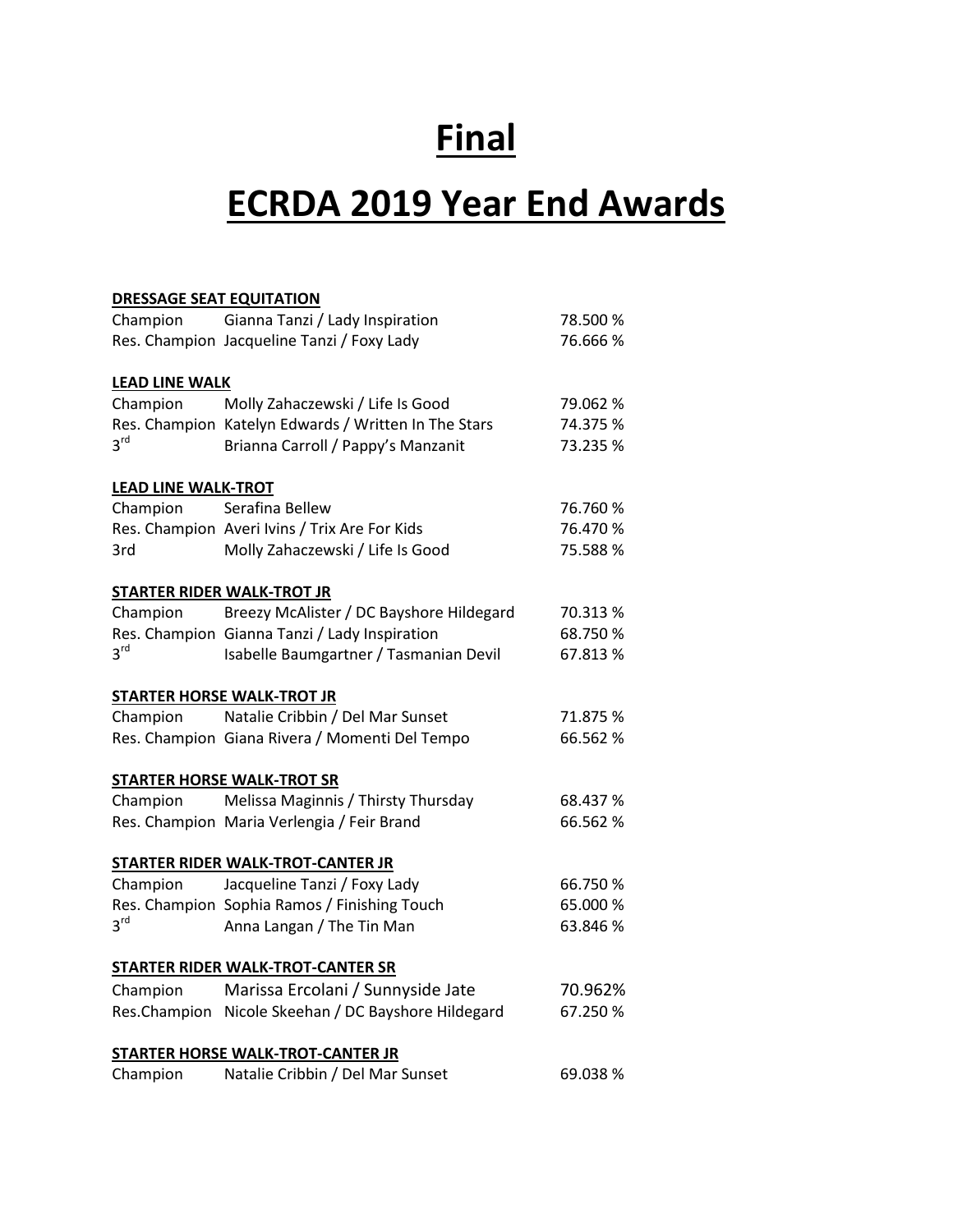# Final

# ECRDA 2019 Year End Awards

**DRESSAGE SEAT EQUITATION**

| | | |
|---|---|---|
| Champion | Gianna Tanzi / Lady Inspiration | 78.500 % |
| Res. Champion | Jacqueline Tanzi / Foxy Lady | 76.666 % |

**LEAD LINE WALK**

| | | |
|---|---|---|
| Champion | Molly Zahaczewski / Life Is Good | 79.062 % |
| Res. Champion | Katelyn Edwards / Written In The Stars | 74.375 % |
| 3rd | Brianna Carroll / Pappy's Manzanit | 73.235 % |

**LEAD LINE WALK-TROT**

| | | |
|---|---|---|
| Champion | Serafina Bellew | 76.760 % |
| Res. Champion | Averi Ivins / Trix Are For Kids | 76.470 % |
| 3rd | Molly Zahaczewski / Life Is Good | 75.588 % |

**STARTER RIDER WALK-TROT JR**

| | | |
|---|---|---|
| Champion | Breezy McAlister / DC Bayshore Hildegard | 70.313 % |
| Res. Champion | Gianna Tanzi / Lady Inspiration | 68.750 % |
| 3rd | Isabelle Baumgartner / Tasmanian Devil | 67.813 % |

**STARTER HORSE WALK-TROT JR**

| | | |
|---|---|---|
| Champion | Natalie Cribbin / Del Mar Sunset | 71.875 % |
| Res. Champion | Giana Rivera / Momenti Del Tempo | 66.562 % |

**STARTER HORSE WALK-TROT SR**

| | | |
|---|---|---|
| Champion | Melissa Maginnis / Thirsty Thursday | 68.437 % |
| Res. Champion | Maria Verlengia / Feir Brand | 66.562 % |

**STARTER RIDER WALK-TROT-CANTER JR**

| | | |
|---|---|---|
| Champion | Jacqueline Tanzi / Foxy Lady | 66.750 % |
| Res. Champion | Sophia Ramos / Finishing Touch | 65.000 % |
| 3rd | Anna Langan / The Tin Man | 63.846 % |

**STARTER RIDER WALK-TROT-CANTER SR**

| | | |
|---|---|---|
| Champion | Marissa Ercolani / Sunnyside Jate | 70.962% |
| Res.Champion | Nicole Skeehan / DC Bayshore Hildegard | 67.250 % |

**STARTER HORSE WALK-TROT-CANTER JR**

| | | |
|---|---|---|
| Champion | Natalie Cribbin / Del Mar Sunset | 69.038 % |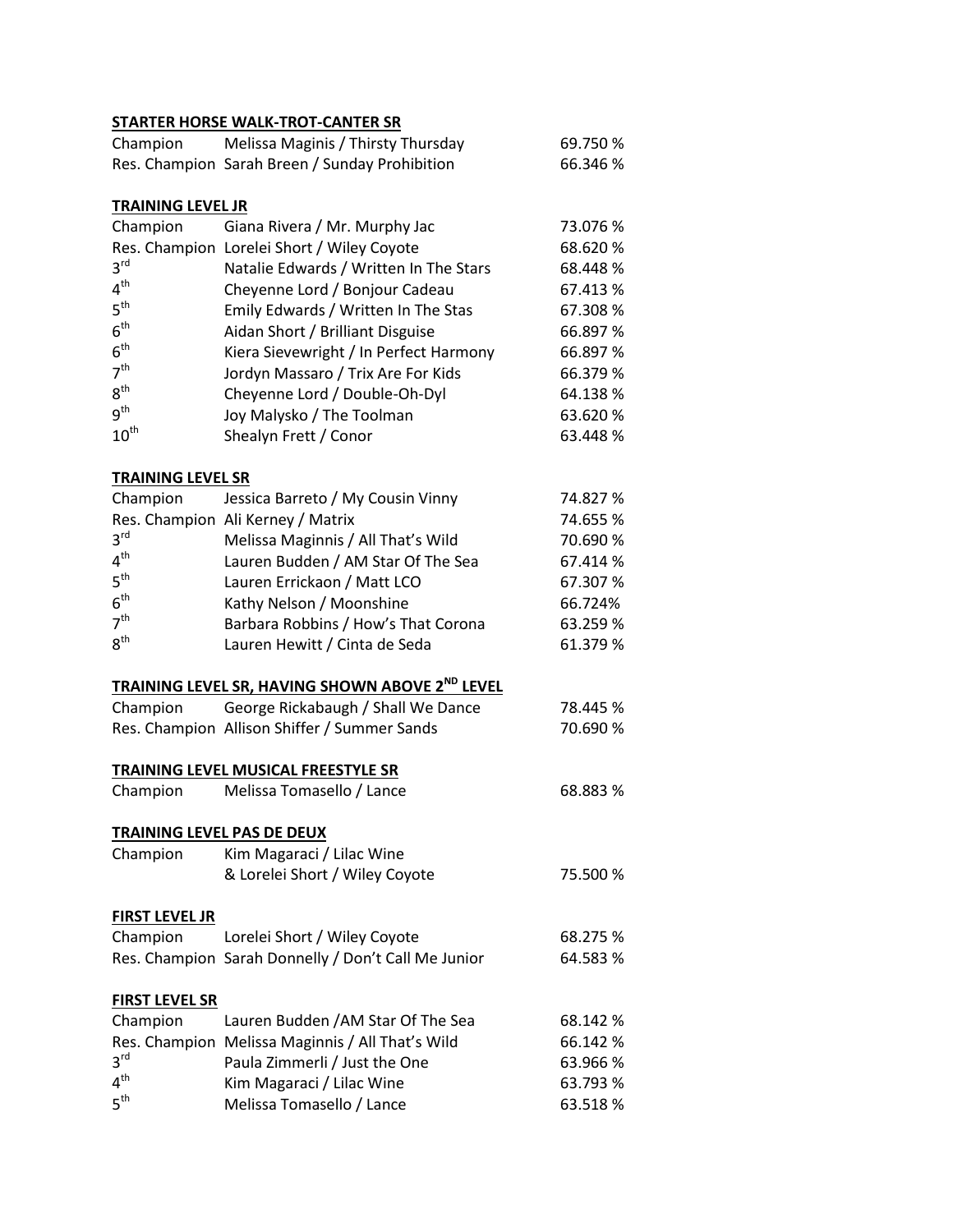**STARTER HORSE WALK-TROT-CANTER SR**

| Place | Rider / Horse | Score |
|---|---|---|
| Champion | Melissa Maginis / Thirsty Thursday | 69.750 % |
| Res. Champion | Sarah Breen / Sunday Prohibition | 66.346 % |

**TRAINING LEVEL JR**

| Place | Rider / Horse | Score |
|---|---|---|
| Champion | Giana Rivera / Mr. Murphy Jac | 73.076 % |
| Res. Champion | Lorelei Short / Wiley Coyote | 68.620 % |
| 3rd | Natalie Edwards / Written In The Stars | 68.448 % |
| 4th | Cheyenne Lord / Bonjour Cadeau | 67.413 % |
| 5th | Emily Edwards / Written In The Stas | 67.308 % |
| 6th | Aidan Short / Brilliant Disguise | 66.897 % |
| 6th | Kiera Sievewright / In Perfect Harmony | 66.897 % |
| 7th | Jordyn Massaro / Trix Are For Kids | 66.379 % |
| 8th | Cheyenne Lord / Double-Oh-Dyl | 64.138 % |
| 9th | Joy Malysko / The Toolman | 63.620 % |
| 10th | Shealyn Frett / Conor | 63.448 % |

**TRAINING LEVEL SR**

| Place | Rider / Horse | Score |
|---|---|---|
| Champion | Jessica Barreto / My Cousin Vinny | 74.827 % |
| Res. Champion | Ali Kerney / Matrix | 74.655 % |
| 3rd | Melissa Maginnis / All That's Wild | 70.690 % |
| 4th | Lauren Budden / AM Star Of The Sea | 67.414 % |
| 5th | Lauren Errickaon / Matt LCO | 67.307 % |
| 6th | Kathy Nelson / Moonshine | 66.724% |
| 7th | Barbara Robbins / How's That Corona | 63.259 % |
| 8th | Lauren Hewitt / Cinta de Seda | 61.379 % |

**TRAINING LEVEL SR, HAVING SHOWN ABOVE 2ND LEVEL**

| Place | Rider / Horse | Score |
|---|---|---|
| Champion | George Rickabaugh / Shall We Dance | 78.445 % |
| Res. Champion | Allison Shiffer / Summer Sands | 70.690 % |

**TRAINING LEVEL MUSICAL FREESTYLE SR**

| Place | Rider / Horse | Score |
|---|---|---|
| Champion | Melissa Tomasello / Lance | 68.883 % |

**TRAINING LEVEL PAS DE DEUX**

| Place | Rider / Horse | Score |
|---|---|---|
| Champion | Kim Magaraci / Lilac Wine & Lorelei Short / Wiley Coyote | 75.500 % |

**FIRST LEVEL JR**

| Place | Rider / Horse | Score |
|---|---|---|
| Champion | Lorelei Short / Wiley Coyote | 68.275 % |
| Res. Champion | Sarah Donnelly / Don't Call Me Junior | 64.583 % |

**FIRST LEVEL SR**

| Place | Rider / Horse | Score |
|---|---|---|
| Champion | Lauren Budden /AM Star Of The Sea | 68.142 % |
| Res. Champion | Melissa Maginnis / All That's Wild | 66.142 % |
| 3rd | Paula Zimmerli / Just the One | 63.966 % |
| 4th | Kim Magaraci / Lilac Wine | 63.793 % |
| 5th | Melissa Tomasello / Lance | 63.518 % |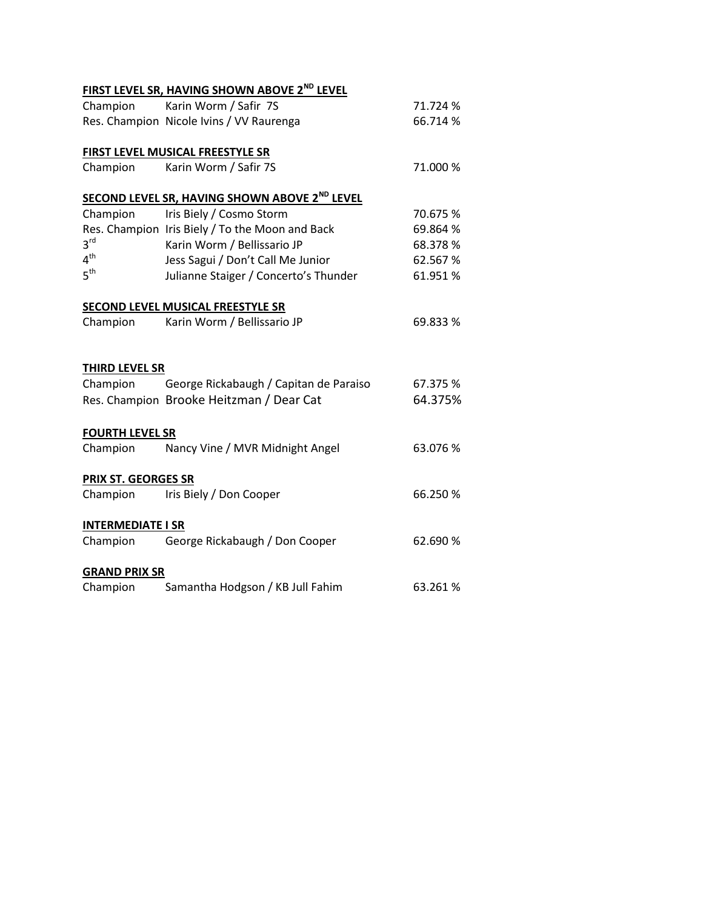**FIRST LEVEL SR, HAVING SHOWN ABOVE 2ND LEVEL**

| | | |
|---|---|---|
| Champion | Karin Worm / Safir 7S | 71.724 % |
| Res. Champion | Nicole Ivins / VV Raurenga | 66.714 % |

**FIRST LEVEL MUSICAL FREESTYLE SR**

| | | |
|---|---|---|
| Champion | Karin Worm / Safir 7S | 71.000 % |

**SECOND LEVEL SR, HAVING SHOWN ABOVE 2ND LEVEL**

| | | |
|---|---|---|
| Champion | Iris Biely / Cosmo Storm | 70.675 % |
| Res. Champion | Iris Biely / To the Moon and Back | 69.864 % |
| 3rd | Karin Worm / Bellissario JP | 68.378 % |
| 4th | Jess Sagui / Don't Call Me Junior | 62.567 % |
| 5th | Julianne Staiger / Concerto's Thunder | 61.951 % |

**SECOND LEVEL MUSICAL FREESTYLE SR**

| | | |
|---|---|---|
| Champion | Karin Worm / Bellissario JP | 69.833 % |

**THIRD LEVEL SR**

| | | |
|---|---|---|
| Champion | George Rickabaugh / Capitan de Paraiso | 67.375 % |
| Res. Champion | Brooke Heitzman / Dear Cat | 64.375% |

**FOURTH LEVEL SR**

| | | |
|---|---|---|
| Champion | Nancy Vine / MVR Midnight Angel | 63.076 % |

**PRIX ST. GEORGES SR**

| | | |
|---|---|---|
| Champion | Iris Biely / Don Cooper | 66.250 % |

**INTERMEDIATE I SR**

| | | |
|---|---|---|
| Champion | George Rickabaugh / Don Cooper | 62.690 % |

**GRAND PRIX SR**

| | | |
|---|---|---|
| Champion | Samantha Hodgson / KB Jull Fahim | 63.261 % |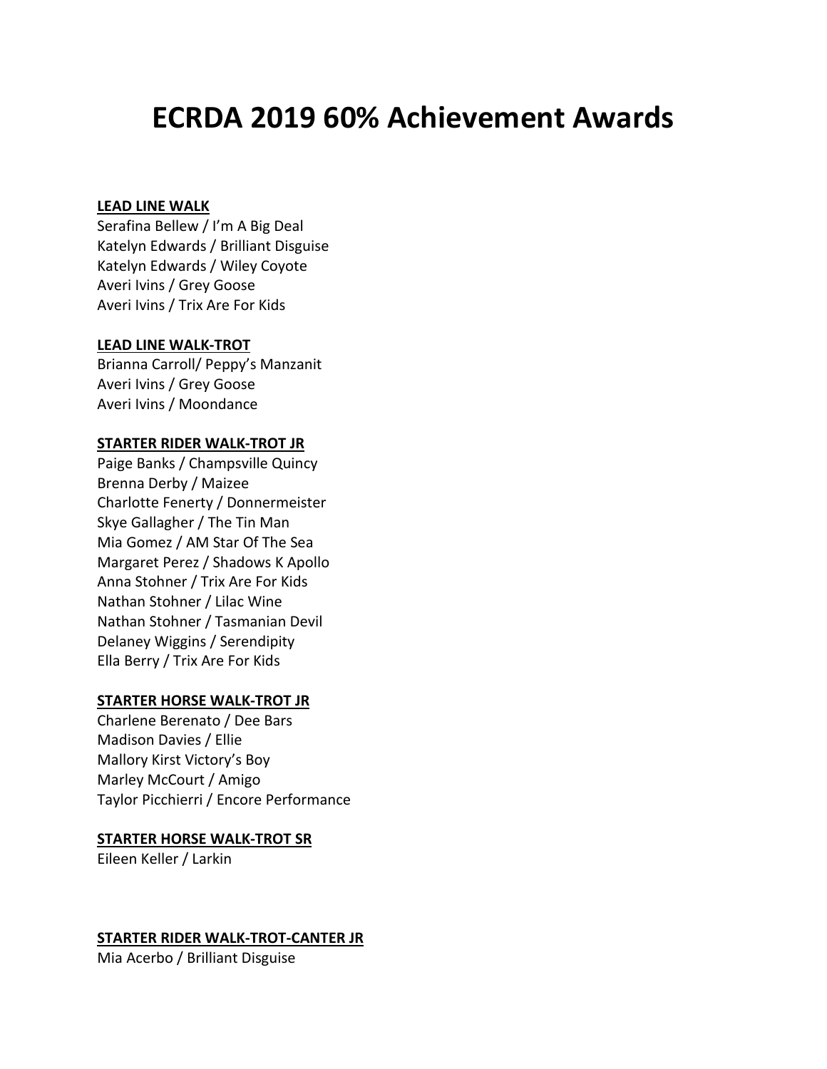# ECRDA 2019 60% Achievement Awards

**LEAD LINE WALK**

Serafina Bellew / I'm A Big Deal
Katelyn Edwards / Brilliant Disguise
Katelyn Edwards / Wiley Coyote
Averi Ivins / Grey Goose
Averi Ivins / Trix Are For Kids

**LEAD LINE WALK-TROT**

Brianna Carroll/ Peppy's Manzanit
Averi Ivins / Grey Goose
Averi Ivins / Moondance

**STARTER RIDER WALK-TROT JR**

Paige Banks / Champsville Quincy
Brenna Derby / Maizee
Charlotte Fenerty / Donnermeister
Skye Gallagher / The Tin Man
Mia Gomez / AM Star Of The Sea
Margaret Perez / Shadows K Apollo
Anna Stohner / Trix Are For Kids
Nathan Stohner / Lilac Wine
Nathan Stohner / Tasmanian Devil
Delaney Wiggins / Serendipity
Ella Berry / Trix Are For Kids

**STARTER HORSE WALK-TROT JR**

Charlene Berenato / Dee Bars
Madison Davies / Ellie
Mallory Kirst Victory's Boy
Marley McCourt / Amigo
Taylor Picchierri / Encore Performance

**STARTER HORSE WALK-TROT SR**

Eileen Keller / Larkin

**STARTER RIDER WALK-TROT-CANTER JR**

Mia Acerbo / Brilliant Disguise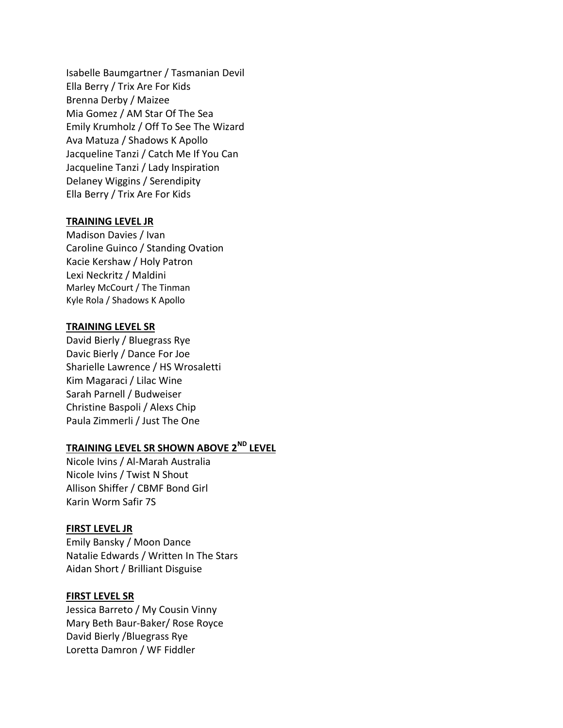Isabelle Baumgartner / Tasmanian Devil
Ella Berry / Trix Are For Kids
Brenna Derby / Maizee
Mia Gomez / AM Star Of The Sea
Emily Krumholz / Off To See The Wizard
Ava Matuza / Shadows K Apollo
Jacqueline Tanzi / Catch Me If You Can
Jacqueline Tanzi / Lady Inspiration
Delaney Wiggins / Serendipity
Ella Berry / Trix Are For Kids

**TRAINING LEVEL JR**

Madison Davies / Ivan
Caroline Guinco / Standing Ovation
Kacie Kershaw / Holy Patron
Lexi Neckritz / Maldini
Marley McCourt / The Tinman
Kyle Rola / Shadows K Apollo

**TRAINING LEVEL SR**

David Bierly / Bluegrass Rye
Davic Bierly / Dance For Joe
Sharielle Lawrence / HS Wrosaletti
Kim Magaraci / Lilac Wine
Sarah Parnell / Budweiser
Christine Baspoli / Alexs Chip
Paula Zimmerli / Just The One

**TRAINING LEVEL SR SHOWN ABOVE 2ND LEVEL**

Nicole Ivins / Al-Marah Australia
Nicole Ivins / Twist N Shout
Allison Shiffer / CBMF Bond Girl
Karin Worm Safir 7S

**FIRST LEVEL JR**

Emily Bansky / Moon Dance
Natalie Edwards / Written In The Stars
Aidan Short / Brilliant Disguise

**FIRST LEVEL SR**

Jessica Barreto / My Cousin Vinny
Mary Beth Baur-Baker/ Rose Royce
David Bierly /Bluegrass Rye
Loretta Damron / WF Fiddler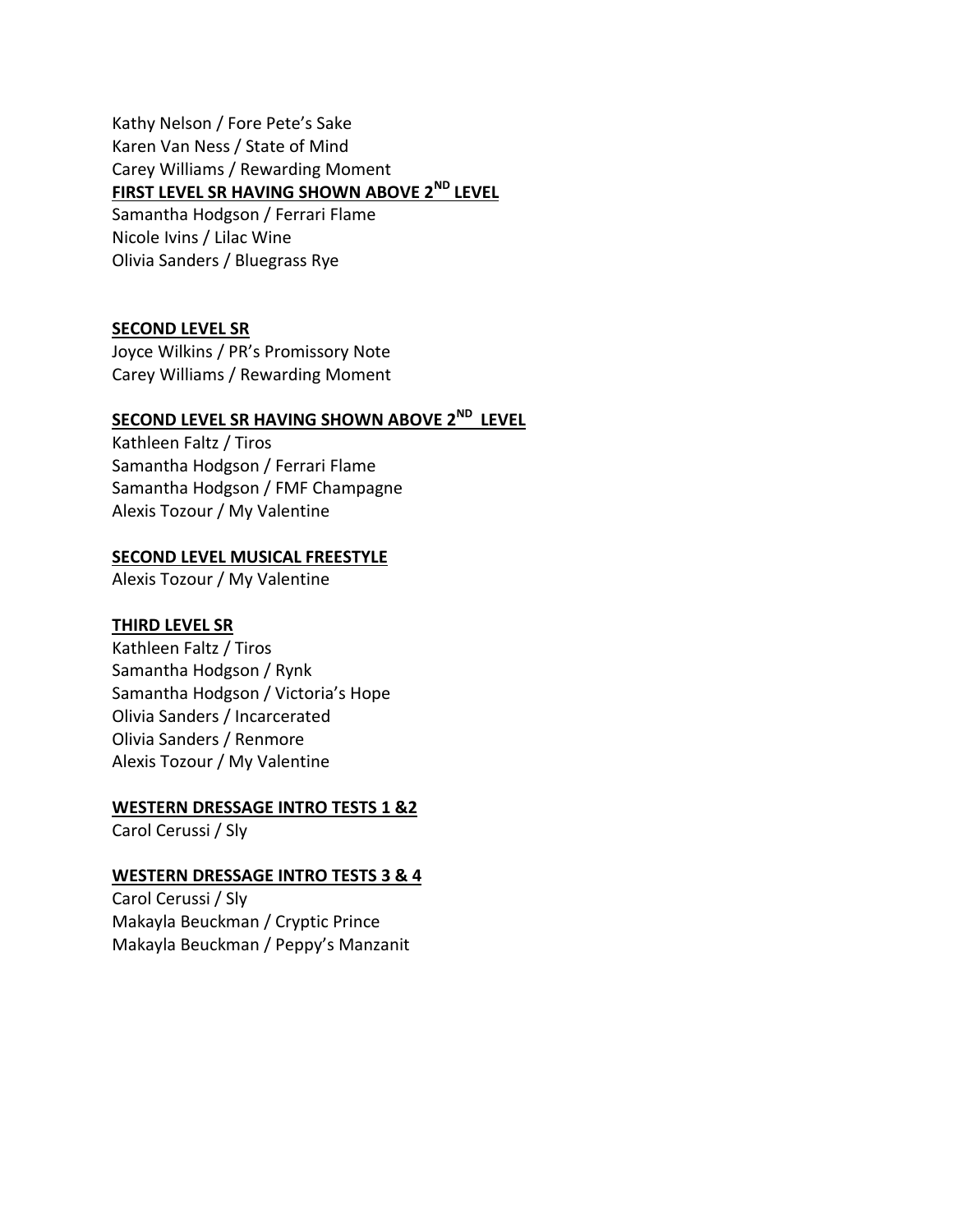Kathy Nelson / Fore Pete's Sake
Karen Van Ness / State of Mind
Carey Williams / Rewarding Moment

**FIRST LEVEL SR HAVING SHOWN ABOVE 2ND LEVEL**

Samantha Hodgson / Ferrari Flame
Nicole Ivins / Lilac Wine
Olivia Sanders / Bluegrass Rye

**SECOND LEVEL SR**

Joyce Wilkins / PR's Promissory Note
Carey Williams / Rewarding Moment

**SECOND LEVEL SR HAVING SHOWN ABOVE 2ND LEVEL**

Kathleen Faltz / Tiros
Samantha Hodgson / Ferrari Flame
Samantha Hodgson / FMF Champagne
Alexis Tozour / My Valentine

**SECOND LEVEL MUSICAL FREESTYLE**

Alexis Tozour / My Valentine

**THIRD LEVEL SR**

Kathleen Faltz / Tiros
Samantha Hodgson / Rynk
Samantha Hodgson / Victoria's Hope
Olivia Sanders / Incarcerated
Olivia Sanders / Renmore
Alexis Tozour / My Valentine

**WESTERN DRESSAGE INTRO TESTS 1 &2**

Carol Cerussi / Sly

**WESTERN DRESSAGE INTRO TESTS 3 & 4**

Carol Cerussi / Sly
Makayla Beuckman / Cryptic Prince
Makayla Beuckman / Peppy's Manzanit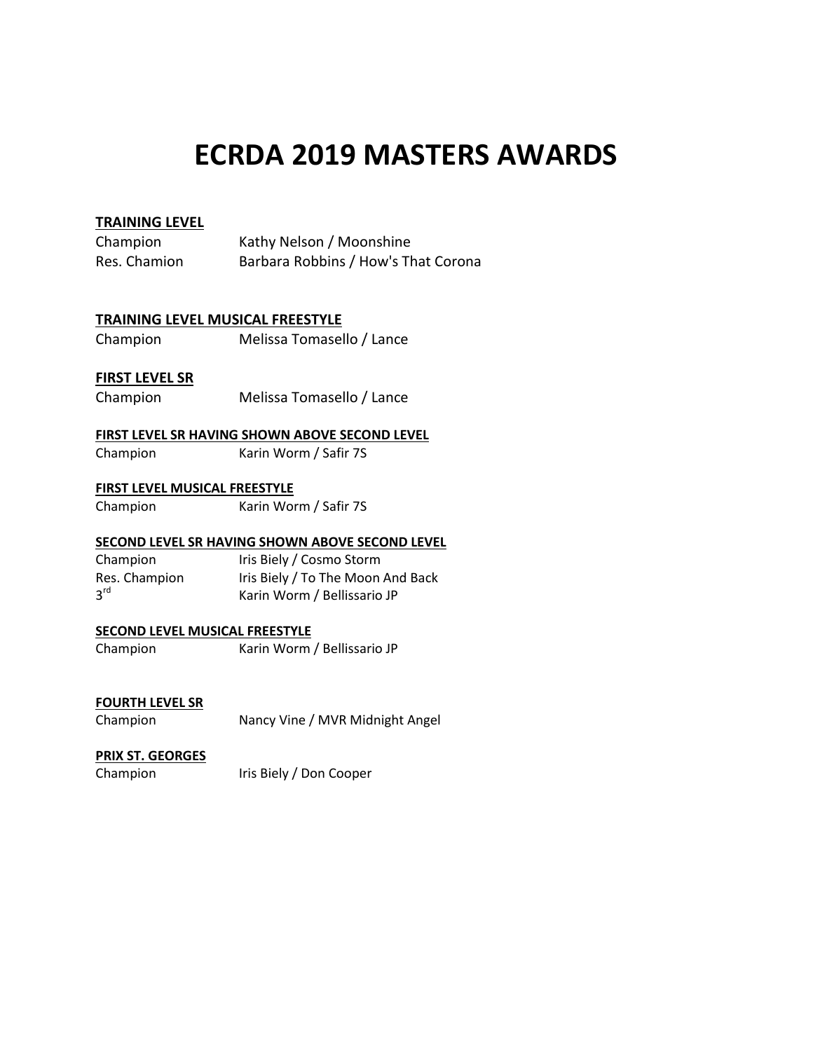# ECRDA 2019 MASTERS AWARDS

**TRAINING LEVEL**

| | |
|---|---|
| Champion | Kathy Nelson / Moonshine |
| Res. Chamion | Barbara Robbins / How's That Corona |

**TRAINING LEVEL MUSICAL FREESTYLE**

| | |
|---|---|
| Champion | Melissa Tomasello / Lance |

**FIRST LEVEL SR**

| | |
|---|---|
| Champion | Melissa Tomasello / Lance |

**FIRST LEVEL SR HAVING SHOWN ABOVE SECOND LEVEL**

| | |
|---|---|
| Champion | Karin Worm / Safir 7S |

**FIRST LEVEL MUSICAL FREESTYLE**

| | |
|---|---|
| Champion | Karin Worm / Safir 7S |

**SECOND LEVEL SR HAVING SHOWN ABOVE SECOND LEVEL**

| | |
|---|---|
| Champion | Iris Biely / Cosmo Storm |
| Res. Champion | Iris Biely / To The Moon And Back |
| 3rd | Karin Worm / Bellissario JP |

**SECOND LEVEL MUSICAL FREESTYLE**

| | |
|---|---|
| Champion | Karin Worm / Bellissario JP |

**FOURTH LEVEL SR**

| | |
|---|---|
| Champion | Nancy Vine / MVR Midnight Angel |

**PRIX ST. GEORGES**

| | |
|---|---|
| Champion | Iris Biely / Don Cooper |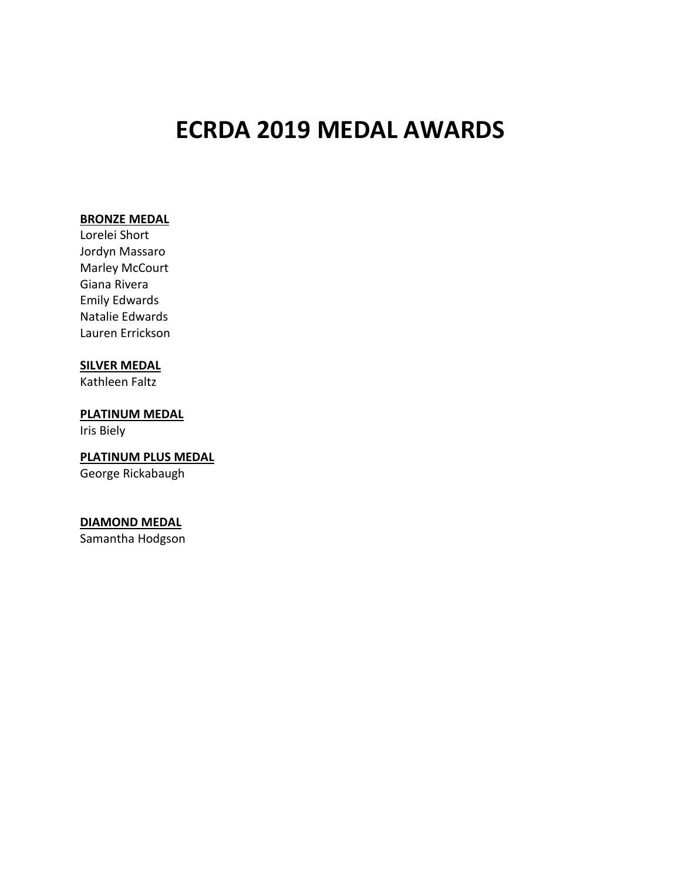# ECRDA 2019 MEDAL AWARDS

**BRONZE MEDAL**

Lorelei Short
Jordyn Massaro
Marley McCourt
Giana Rivera
Emily Edwards
Natalie Edwards
Lauren Errickson

**SILVER MEDAL**

Kathleen Faltz

**PLATINUM MEDAL**

Iris Biely

**PLATINUM PLUS MEDAL**

George Rickabaugh

**DIAMOND MEDAL**

Samantha Hodgson